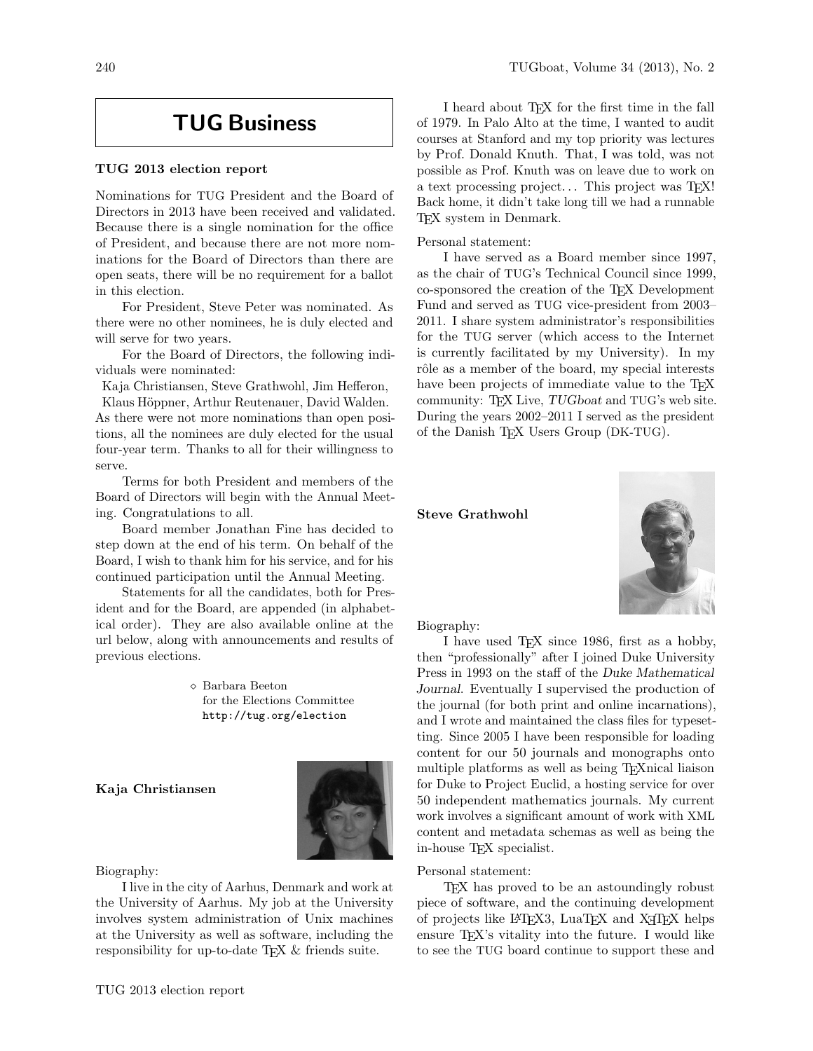# TUG Business

### TUG 2013 election report

Nominations for TUG President and the Board of Directors in 2013 have been received and validated. Because there is a single nomination for the office of President, and because there are not more nominations for the Board of Directors than there are open seats, there will be no requirement for a ballot in this election.

For President, Steve Peter was nominated. As there were no other nominees, he is duly elected and will serve for two years.

For the Board of Directors, the following individuals were nominated:

Kaja Christiansen, Steve Grathwohl, Jim Hefferon, Klaus Höppner, Arthur Reutenauer, David Walden.

As there were not more nominations than open positions, all the nominees are duly elected for the usual four-year term. Thanks to all for their willingness to serve.

Terms for both President and members of the Board of Directors will begin with the Annual Meeting. Congratulations to all.

Board member Jonathan Fine has decided to step down at the end of his term. On behalf of the Board, I wish to thank him for his service, and for his continued participation until the Annual Meeting.

Statements for all the candidates, both for President and for the Board, are appended (in alphabetical order). They are also available online at the url below, along with announcements and results of previous elections.

◇ Barbara Beeton
for the Elections Committee
http://tug.org/election

### Kaja Christiansen

Biography:

I live in the city of Aarhus, Denmark and work at the University of Aarhus. My job at the University involves system administration of Unix machines at the University as well as software, including the responsibility for up-to-date TeX & friends suite.

I heard about TeX for the first time in the fall of 1979. In Palo Alto at the time, I wanted to audit courses at Stanford and my top priority was lectures by Prof. Donald Knuth. That, I was told, was not possible as Prof. Knuth was on leave due to work on a text processing project... This project was TeX! Back home, it didn't take long till we had a runnable TeX system in Denmark.

Personal statement:

I have served as a Board member since 1997, as the chair of TUG's Technical Council since 1999, co-sponsored the creation of the TeX Development Fund and served as TUG vice-president from 2003–2011. I share system administrator's responsibilities for the TUG server (which access to the Internet is currently facilitated by my University). In my rôle as a member of the board, my special interests have been projects of immediate value to the TeX community: TeX Live, *TUGboat* and TUG's web site. During the years 2002–2011 I served as the president of the Danish TeX Users Group (DK-TUG).

### Steve Grathwohl

Biography:

I have used TeX since 1986, first as a hobby, then "professionally" after I joined Duke University Press in 1993 on the staff of the *Duke Mathematical Journal*. Eventually I supervised the production of the journal (for both print and online incarnations), and I wrote and maintained the class files for typesetting. Since 2005 I have been responsible for loading content for our 50 journals and monographs onto multiple platforms as well as being TeXnical liaison for Duke to Project Euclid, a hosting service for over 50 independent mathematics journals. My current work involves a significant amount of work with XML content and metadata schemas as well as being the in-house TeX specialist.

Personal statement:

TeX has proved to be an astoundingly robust piece of software, and the continuing development of projects like LaTeX3, LuaTeX and XeTeX helps ensure TeX's vitality into the future. I would like to see the TUG board continue to support these and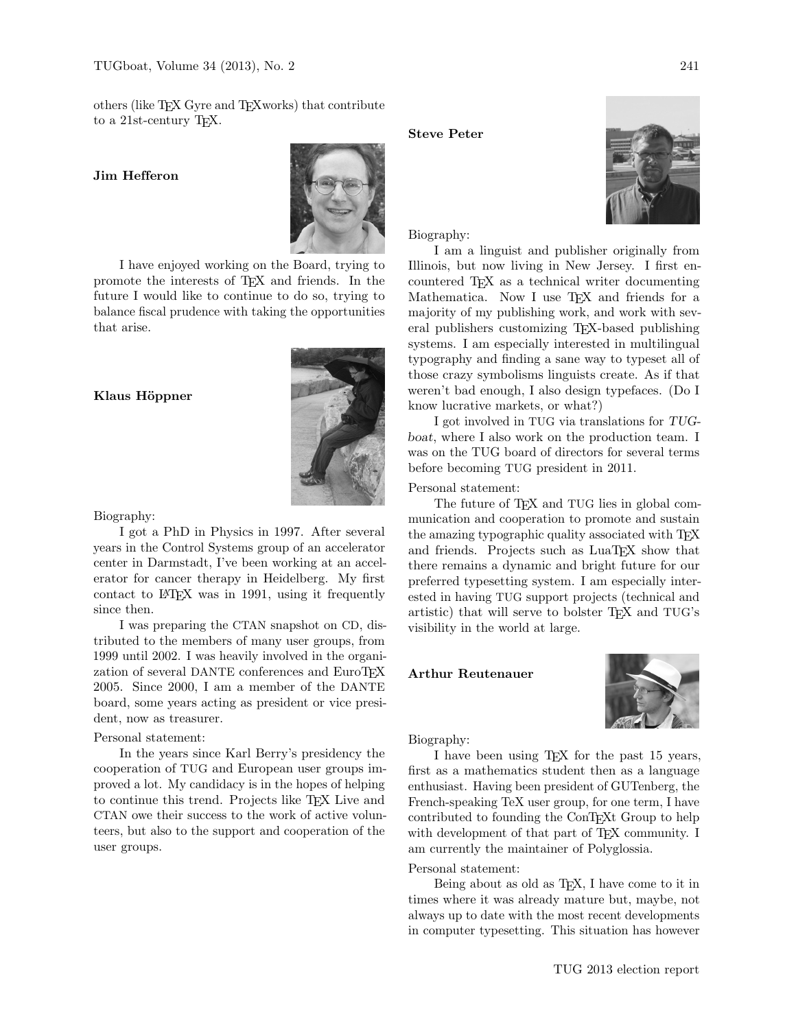others (like TEX Gyre and TEXworks) that contribute to a 21st-century TEX.

**Jim Hefferon**

I have enjoyed working on the Board, trying to promote the interests of TEX and friends. In the future I would like to continue to do so, trying to balance fiscal prudence with taking the opportunities that arise.

**Klaus Höppner**

Biography:

I got a PhD in Physics in 1997. After several years in the Control Systems group of an accelerator center in Darmstadt, I've been working at an accelerator for cancer therapy in Heidelberg. My first contact to LATEX was in 1991, using it frequently since then.

I was preparing the CTAN snapshot on CD, distributed to the members of many user groups, from 1999 until 2002. I was heavily involved in the organization of several DANTE conferences and EuroTEX 2005. Since 2000, I am a member of the DANTE board, some years acting as president or vice president, now as treasurer.

Personal statement:

In the years since Karl Berry's presidency the cooperation of TUG and European user groups improved a lot. My candidacy is in the hopes of helping to continue this trend. Projects like TEX Live and CTAN owe their success to the work of active volunteers, but also to the support and cooperation of the user groups.

**Steve Peter**

Biography:

I am a linguist and publisher originally from Illinois, but now living in New Jersey. I first encountered TEX as a technical writer documenting Mathematica. Now I use TEX and friends for a majority of my publishing work, and work with several publishers customizing TEX-based publishing systems. I am especially interested in multilingual typography and finding a sane way to typeset all of those crazy symbolisms linguists create. As if that weren't bad enough, I also design typefaces. (Do I know lucrative markets, or what?)

I got involved in TUG via translations for *TUGboat*, where I also work on the production team. I was on the TUG board of directors for several terms before becoming TUG president in 2011.

Personal statement:

The future of TEX and TUG lies in global communication and cooperation to promote and sustain the amazing typographic quality associated with TEX and friends. Projects such as LuaTEX show that there remains a dynamic and bright future for our preferred typesetting system. I am especially interested in having TUG support projects (technical and artistic) that will serve to bolster TEX and TUG's visibility in the world at large.

**Arthur Reutenauer**

Biography:

I have been using TEX for the past 15 years, first as a mathematics student then as a language enthusiast. Having been president of GUTenberg, the French-speaking TeX user group, for one term, I have contributed to founding the ConTEXt Group to help with development of that part of TEX community. I am currently the maintainer of Polyglossia.

Personal statement:

Being about as old as TEX, I have come to it in times where it was already mature but, maybe, not always up to date with the most recent developments in computer typesetting. This situation has however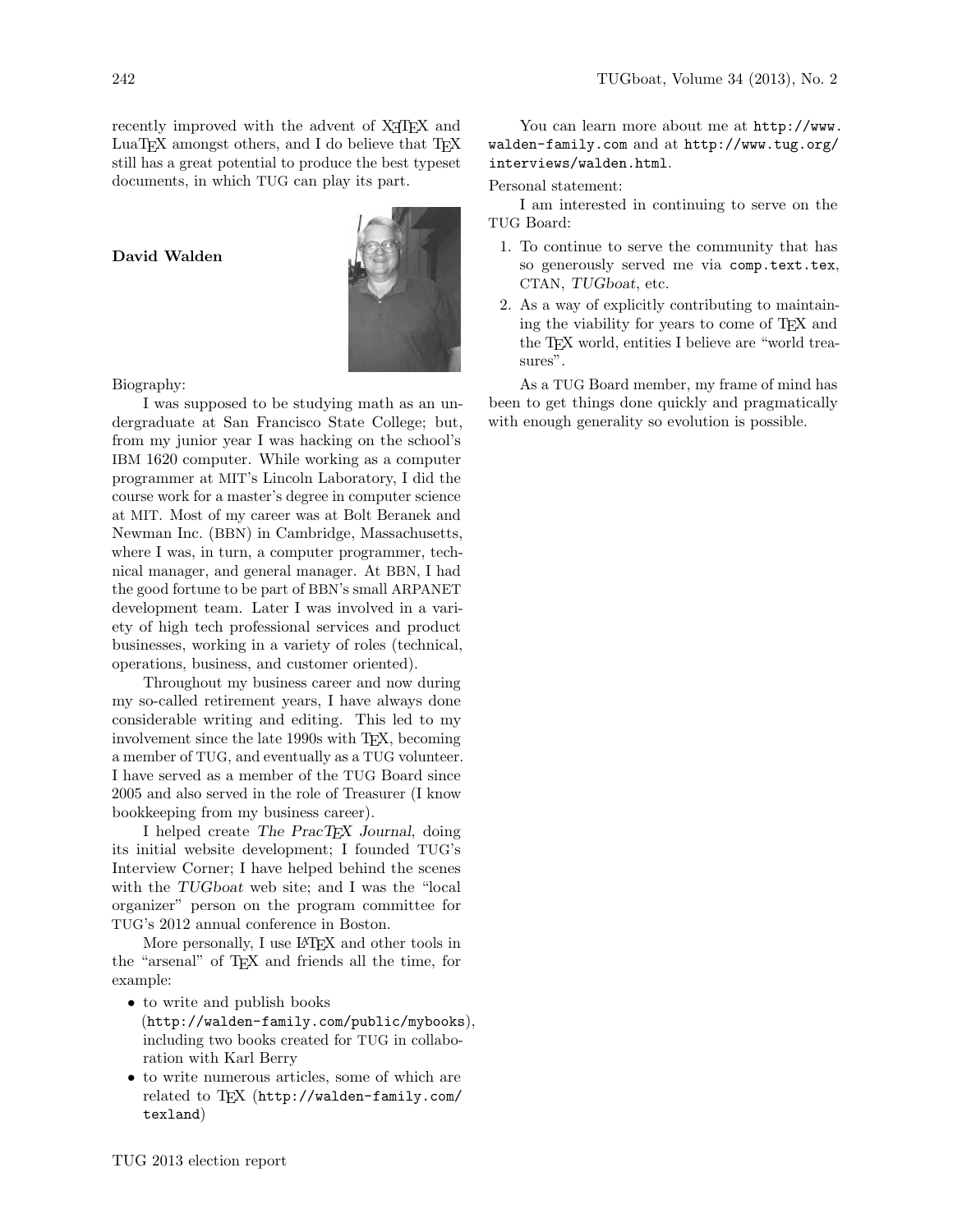recently improved with the advent of XeTeX and LuaTeX amongst others, and I do believe that TeX still has a great potential to produce the best typeset documents, in which TUG can play its part.

**David Walden**

Biography:

I was supposed to be studying math as an undergraduate at San Francisco State College; but, from my junior year I was hacking on the school's IBM 1620 computer. While working as a computer programmer at MIT's Lincoln Laboratory, I did the course work for a master's degree in computer science at MIT. Most of my career was at Bolt Beranek and Newman Inc. (BBN) in Cambridge, Massachusetts, where I was, in turn, a computer programmer, technical manager, and general manager. At BBN, I had the good fortune to be part of BBN's small ARPANET development team. Later I was involved in a variety of high tech professional services and product businesses, working in a variety of roles (technical, operations, business, and customer oriented).

Throughout my business career and now during my so-called retirement years, I have always done considerable writing and editing. This led to my involvement since the late 1990s with TeX, becoming a member of TUG, and eventually as a TUG volunteer. I have served as a member of the TUG Board since 2005 and also served in the role of Treasurer (I know bookkeeping from my business career).

I helped create *The PracTeX Journal*, doing its initial website development; I founded TUG's Interview Corner; I have helped behind the scenes with the *TUGboat* web site; and I was the "local organizer" person on the program committee for TUG's 2012 annual conference in Boston.

More personally, I use LaTeX and other tools in the "arsenal" of TeX and friends all the time, for example:

- to write and publish books (`http://walden-family.com/public/mybooks`), including two books created for TUG in collaboration with Karl Berry
- to write numerous articles, some of which are related to TeX (`http://walden-family.com/texland`)

You can learn more about me at `http://www.walden-family.com` and at `http://www.tug.org/interviews/walden.html`.

Personal statement:

I am interested in continuing to serve on the TUG Board:

1. To continue to serve the community that has so generously served me via `comp.text.tex`, CTAN, *TUGboat*, etc.
2. As a way of explicitly contributing to maintaining the viability for years to come of TeX and the TeX world, entities I believe are "world treasures".

As a TUG Board member, my frame of mind has been to get things done quickly and pragmatically with enough generality so evolution is possible.